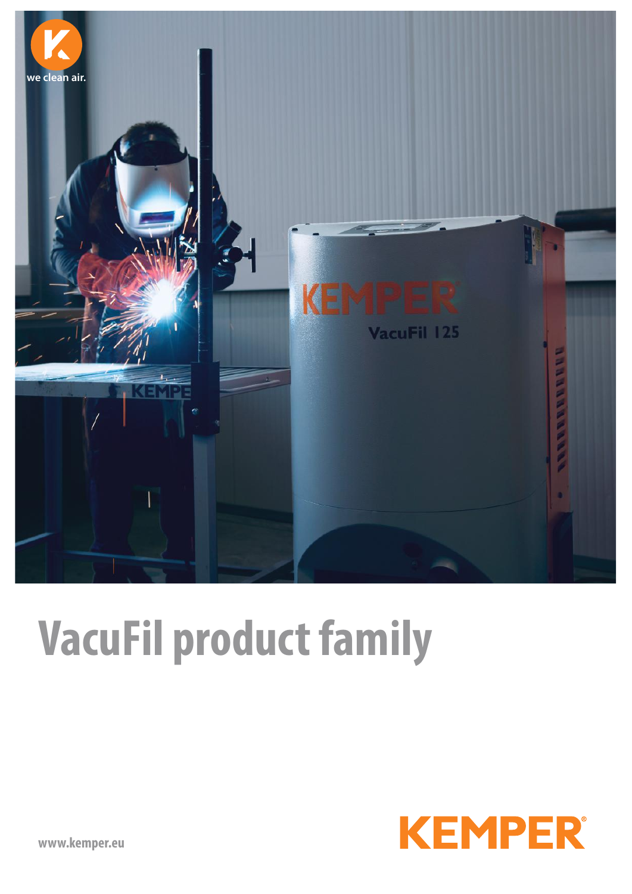# VacuFil product family

www.kemper.eu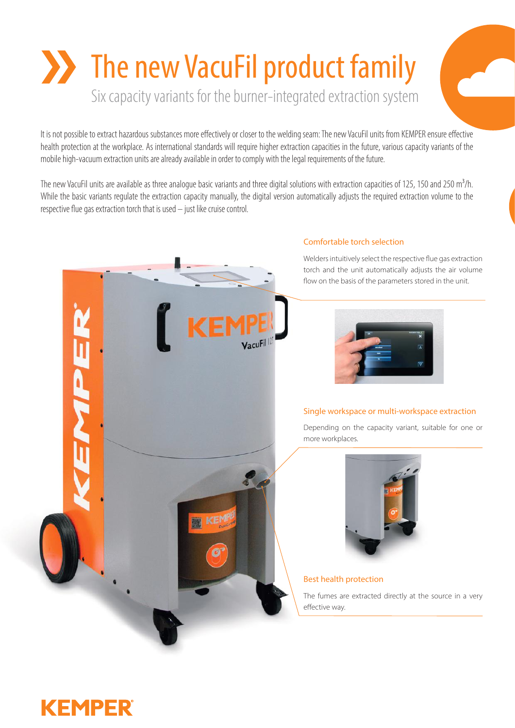# The new VacuFil product family

## Six capacity variants for the burner-integrated extraction system

It is not possible to extract hazardous substances more effectively or closer to the welding seam: The new VacuFil units from KEMPER ensure effective health protection at the workplace. As international standards will require higher extraction capacities in the future, various capacity variants of the mobile high-vacuum extraction units are already available in order to comply with the legal requirements of the future.

The new VacuFil units are available as three analogue basic variants and three digital solutions with extraction capacities of 125, 150 and 250 $m^3/h$. While the basic variants regulate the extraction capacity manually, the digital version automatically adjusts the required extraction volume to the respective flue gas extraction torch that is used – just like cruise control.

### Comfortable torch selection

Welders intuitively select the respective flue gas extraction torch and the unit automatically adjusts the air volume flow on the basis of the parameters stored in the unit.

### Single workspace or multi-workspace extraction

Depending on the capacity variant, suitable for one or more workplaces.

### Best health protection

The fumes are extracted directly at the source in a very effective way.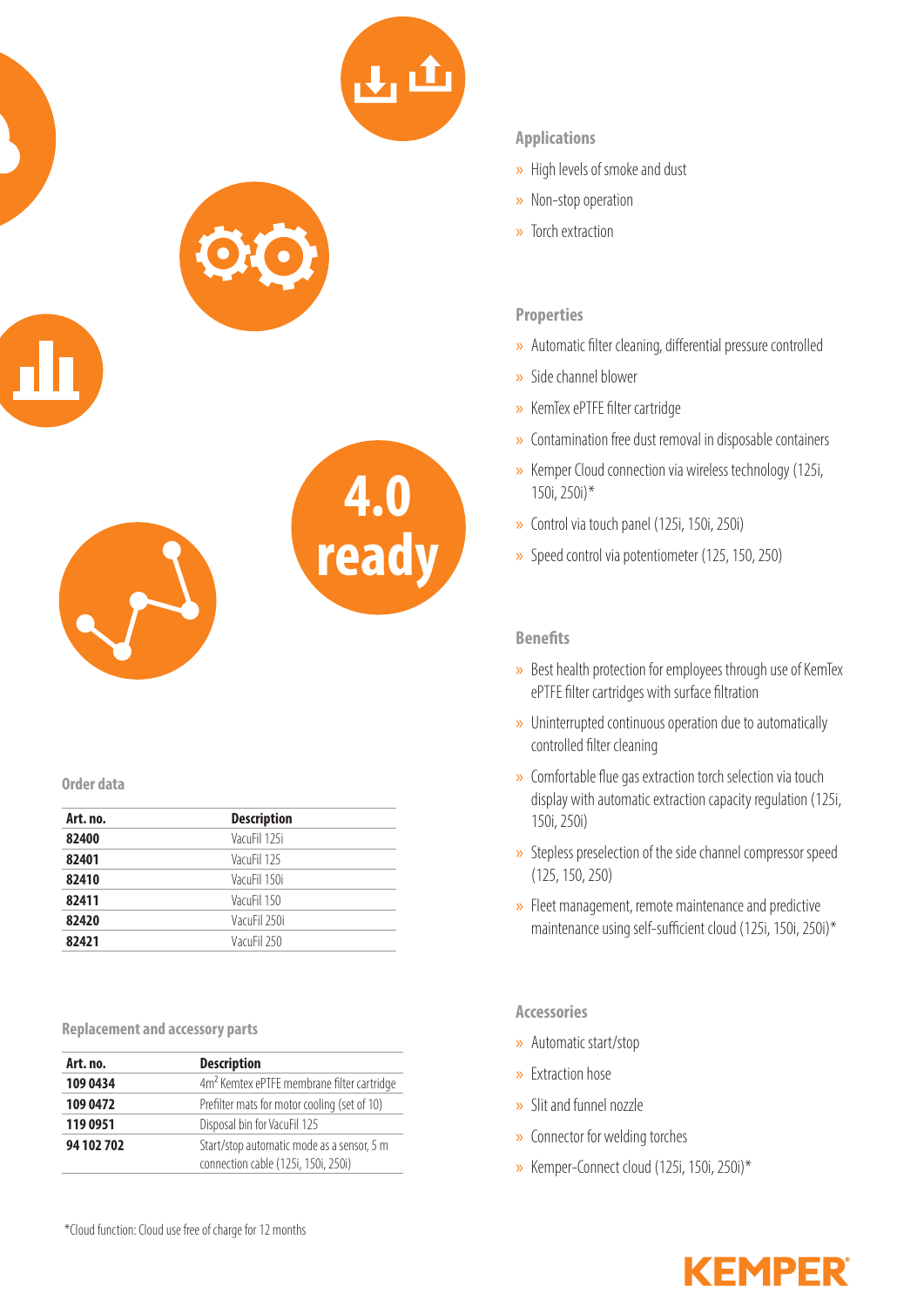4.0 ready

## Applications

- High levels of smoke and dust
- Non-stop operation
- Torch extraction

## Properties

- Automatic filter cleaning, differential pressure controlled
- Side channel blower
- KemTex ePTFE filter cartridge
- Contamination free dust removal in disposable containers
- Kemper Cloud connection via wireless technology (125i, 150i, 250i)*
- Control via touch panel (125i, 150i, 250i)
- Speed control via potentiometer (125, 150, 250)

## Benefits

- Best health protection for employees through use of KemTex ePTFE filter cartridges with surface filtration
- Uninterrupted continuous operation due to automatically controlled filter cleaning
- Comfortable flue gas extraction torch selection via touch display with automatic extraction capacity regulation (125i, 150i, 250i)
- Stepless preselection of the side channel compressor speed (125, 150, 250)
- Fleet management, remote maintenance and predictive maintenance using self-sufficient cloud (125i, 150i, 250i)*

## Order data

| Art. no. | Description |
|---|---|
| **82400** | VacuFil 125i |
| **82401** | VacuFil 125 |
| **82410** | VacuFil 150i |
| **82411** | VacuFil 150 |
| **82420** | VacuFil 250i |
| **82421** | VacuFil 250 |

## Replacement and accessory parts

| Art. no. | Description |
|---|---|
| **109 0434** | 4m² Kemtex ePTFE membrane filter cartridge |
| **109 0472** | Prefilter mats for motor cooling (set of 10) |
| **119 0951** | Disposal bin for VacuFil 125 |
| **94 102 702** | Start/stop automatic mode as a sensor, 5 m connection cable (125i, 150i, 250i) |

## Accessories

- Automatic start/stop
- Extraction hose
- Slit and funnel nozzle
- Connector for welding torches
- Kemper-Connect cloud (125i, 150i, 250i)*

*Cloud function: Cloud use free of charge for 12 months

KEMPER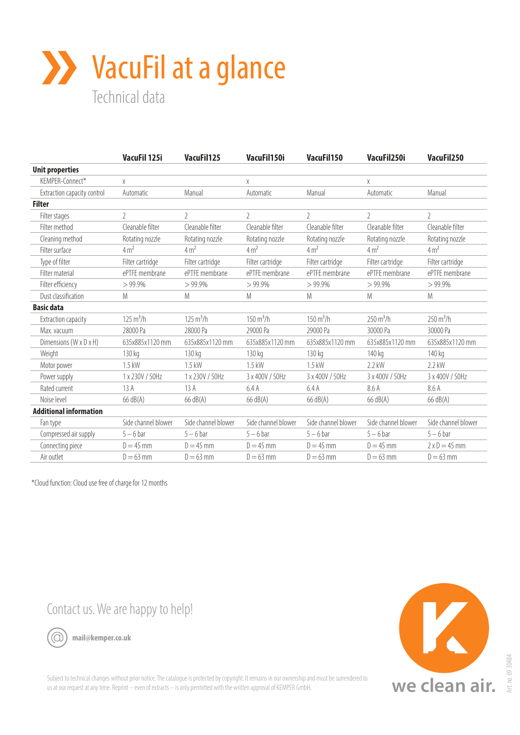# VacuFil at a glance

Technical data

| | VacuFil 125i | VacuFil125 | VacuFil150i | VacuFil150 | VacuFil250i | VacuFil250 |
|---|---|---|---|---|---|---|
| **Unit properties** | | | | | | |
| KEMPER-Connect* | x | | x | | x | |
| Extraction capacity control | Automatic | Manual | Automatic | Manual | Automatic | Manual |
| **Filter** | | | | | | |
| Filter stages | 2 | 2 | 2 | 2 | 2 | 2 |
| Filter method | Cleanable filter | Cleanable filter | Cleanable filter | Cleanable filter | Cleanable filter | Cleanable filter |
| Cleaning method | Rotating nozzle | Rotating nozzle | Rotating nozzle | Rotating nozzle | Rotating nozzle | Rotating nozzle |
| Filter surface | 4 $m^2$ | 4 $m^2$ | 4 $m^2$ | 4 $m^2$ | 4 $m^2$ | 4 $m^2$ |
| Type of filter | Filter cartridge | Filter cartridge | Filter cartridge | Filter cartridge | Filter cartridge | Filter cartridge |
| Filter material | ePTFE membrane | ePTFE membrane | ePTFE membrane | ePTFE membrane | ePTFE membrane | ePTFE membrane |
| Filter efficiency | > 99.9% | > 99.9% | > 99.9% | > 99.9% | > 99.9% | > 99.9% |
| Dust classification | M | M | M | M | M | M |
| **Basic data** | | | | | | |
| Extraction capacity | 125 $m^3$/h | 125 $m^3$/h | 150 $m^3$/h | 150 $m^3$/h | 250 $m^3$/h | 250 $m^3$/h |
| Max. vacuum | 28000 Pa | 28000 Pa | 29000 Pa | 29000 Pa | 30000 Pa | 30000 Pa |
| Dimensions (W x D x H) | 635x885x1120 mm | 635x885x1120 mm | 635x885x1120 mm | 635x885x1120 mm | 635x885x1120 mm | 635x885x1120 mm |
| Weight | 130 kg | 130 kg | 130 kg | 130 kg | 140 kg | 140 kg |
| Motor power | 1.5 kW | 1.5 kW | 1.5 kW | 1.5 kW | 2.2 kW | 2.2 kW |
| Power supply | 1 x 230V / 50Hz | 1 x 230V / 50Hz | 3 x 400V / 50Hz | 3 x 400V / 50Hz | 3 x 400V / 50Hz | 3 x 400V / 50Hz |
| Rated current | 13 A | 13 A | 6.4 A | 6.4 A | 8.6 A | 8.6 A |
| Noise level | 66 dB(A) | 66 dB(A) | 66 dB(A) | 66 dB(A) | 66 dB(A) | 66 dB(A) |
| **Additional information** | | | | | | |
| Fan type | Side channel blower | Side channel blower | Side channel blower | Side channel blower | Side channel blower | Side channel blower |
| Compressed air supply | 5 – 6 bar | 5 – 6 bar | 5 – 6 bar | 5 – 6 bar | 5 – 6 bar | 5 – 6 bar |
| Connecting piece | D = 45 mm | D = 45 mm | D = 45 mm | D = 45 mm | D = 45 mm | 2 x D = 45 mm |
| Air outlet | D = 63 mm | D = 63 mm | D = 63 mm | D = 63 mm | D = 63 mm | D = 63 mm |

*Cloud function: Cloud use free of charge for 12 months

Contact us. We are happy to help!

**mail@kemper.co.uk**

Subject to technical changes without prior notice. The catalogue is protected by copyright. It remains in our ownership and must be surrendered to us at our request at any time. Reprint – even of extracts – is only permitted with the written approval of KEMPER GmbH.

we clean air.

Art. no. 69 30484